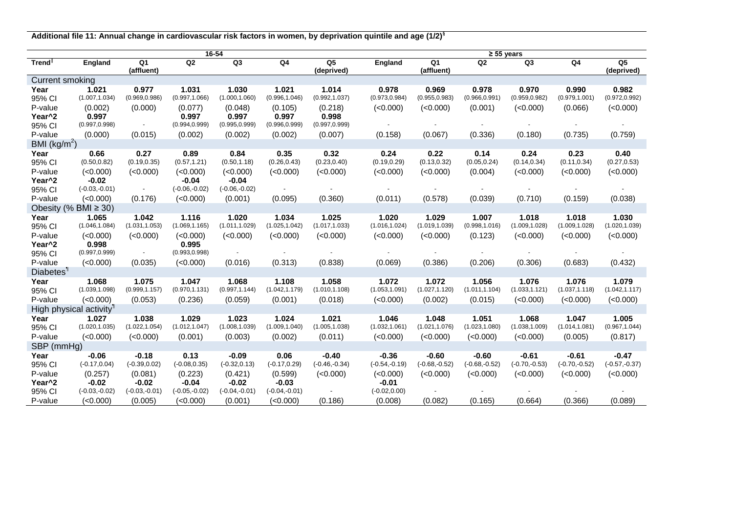**Additional file 11: Annual change in cardiovascular risk factors in women, by deprivation quintile and age (1/2)[§]**

| | 16-54 | | | | | | ≥ 55 years | | | | | |
|---|---|---|---|---|---|---|---|---|---|---|---|---|
| **Trend[‖]** | **England** | **Q1 (affluent)** | **Q2** | **Q3** | **Q4** | **Q5 (deprived)** | **England** | **Q1 (affluent)** | **Q2** | **Q3** | **Q4** | **Q5 (deprived)** |
| Current smoking | | | | | | | | | | | | |
| **Year** | **1.021** | **0.977** | **1.031** | **1.030** | **1.021** | **1.014** | **0.978** | **0.969** | **0.978** | **0.970** | **0.990** | **0.982** |
| 95% CI | (1.007,1.034) | (0.969,0.986) | (0.997,1.066) | (1.000,1.060) | (0.996,1.046) | (0.992,1.037) | (0.973,0.984) | (0.955,0.983) | (0.966,0.991) | (0.959,0.982) | (0.979,1.001) | (0.972,0.992) |
| P-value | (0.002) | (0.000) | (0.077) | (0.048) | (0.105) | (0.218) | (<0.000) | (<0.000) | (0.001) | (<0.000) | (0.066) | (<0.000) |
| **Year^2** | **0.997** | | **0.997** | **0.997** | **0.997** | **0.998** | | | | | | |
| 95% CI | (0.997,0.998) | - | (0.994,0.999) | (0.995,0.999) | (0.996,0.999) | (0.997,0.999) | - | - | - | - | - | - |
| P-value | (0.000) | (0.015) | (0.002) | (0.002) | (0.002) | (0.007) | (0.158) | (0.067) | (0.336) | (0.180) | (0.735) | (0.759) |
| BMI ($kg/m^2$) | | | | | | | | | | | | |
| **Year** | **0.66** | **0.27** | **0.89** | **0.84** | **0.35** | **0.32** | **0.24** | **0.22** | **0.14** | **0.24** | **0.23** | **0.40** |
| 95% CI | (0.50,0.82) | (0.19,0.35) | (0.57,1.21) | (0.50,1.18) | (0.26,0.43) | (0.23,0.40) | (0.19,0.29) | (0.13,0.32) | (0.05,0.24) | (0.14,0.34) | (0.11,0.34) | (0.27,0.53) |
| P-value | (<0.000) | (<0.000) | (<0.000) | (<0.000) | (<0.000) | (<0.000) | (<0.000) | (<0.000) | (0.004) | (<0.000) | (<0.000) | (<0.000) |
| **Year^2** | **-0.02** | | **-0.04** | **-0.04** | | | | | | | | |
| 95% CI | (-0.03,-0.01) | - | (-0.06,-0.02) | (-0.06,-0.02) | - | - | - | - | - | - | - | - |
| P-value | (<0.000) | (0.176) | (<0.000) | (0.001) | (0.095) | (0.360) | (0.011) | (0.578) | (0.039) | (0.710) | (0.159) | (0.038) |
| Obesity (% BMI ≥ 30) | | | | | | | | | | | | |
| **Year** | **1.065** | **1.042** | **1.116** | **1.020** | **1.034** | **1.025** | **1.020** | **1.029** | **1.007** | **1.018** | **1.018** | **1.030** |
| 95% CI | (1.046,1.084) | (1.031,1.053) | (1.069,1.165) | (1.011,1.029) | (1.025,1.042) | (1.017,1.033) | (1.016,1.024) | (1.019,1.039) | (0.998,1.016) | (1.009,1.028) | (1.009,1.028) | (1.020,1.039) |
| P-value | (<0.000) | (<0.000) | (<0.000) | (<0.000) | (<0.000) | (<0.000) | (<0.000) | (<0.000) | (0.123) | (<0.000) | (<0.000) | (<0.000) |
| **Year^2** | **0.998** | | **0.995** | | | | | | | | | |
| 95% CI | (0.997,0.999) | - | (0.993,0.998) | - | - | - | - | - | - | - | - | - |
| P-value | (<0.000) | (0.035) | (<0.000) | (0.016) | (0.313) | (0.838) | (0.069) | (0.386) | (0.206) | (0.306) | (0.683) | (0.432) |
| Diabetes[¶] | | | | | | | | | | | | |
| **Year** | **1.068** | **1.075** | **1.047** | **1.068** | **1.108** | **1.058** | **1.072** | **1.072** | **1.056** | **1.076** | **1.076** | **1.079** |
| 95% CI | (1.039,1.098) | (0.999,1.157) | (0.970,1.131) | (0.997,1.144) | (1.042,1.179) | (1.010,1.108) | (1.053,1.091) | (1.027,1.120) | (1.011,1.104) | (1.033,1.121) | (1.037,1.118) | (1.042,1.117) |
| P-value | (<0.000) | (0.053) | (0.236) | (0.059) | (0.001) | (0.018) | (<0.000) | (0.002) | (0.015) | (<0.000) | (<0.000) | (<0.000) |
| High physical activity[¶] | | | | | | | | | | | | |
| **Year** | **1.027** | **1.038** | **1.029** | **1.023** | **1.024** | **1.021** | **1.046** | **1.048** | **1.051** | **1.068** | **1.047** | **1.005** |
| 95% CI | (1.020,1.035) | (1.022,1.054) | (1.012,1.047) | (1.008,1.039) | (1.009,1.040) | (1.005,1.038) | (1.032,1.061) | (1.021,1.076) | (1.023,1.080) | (1.038,1.009) | (1.014,1.081) | (0.967,1.044) |
| P-value | (<0.000) | (<0.000) | (0.001) | (0.003) | (0.002) | (0.011) | (<0.000) | (<0.000) | (<0.000) | (<0.000) | (0.005) | (0.817) |
| SBP (mmHg) | | | | | | | | | | | | |
| **Year** | **-0.06** | **-0.18** | **0.13** | **-0.09** | **0.06** | **-0.40** | **-0.36** | **-0.60** | **-0.60** | **-0.61** | **-0.61** | **-0.47** |
| 95% CI | (-0.17,0.04) | (-0.39,0.02) | (-0.08,0.35) | (-0.32,0.13) | (-0.17,0.29) | (-0.46,-0.34) | (-0.54,-0.19) | (-0.68,-0.52) | (-0.68,-0.52) | (-0.70,-0.53) | (-0.70,-0.52) | (-0.57,-0.37) |
| P-value | (0.257) | (0.081) | (0.223) | (0.421) | (0.599) | (<0.000) | (<0.000) | (<0.000) | (<0.000) | (<0.000) | (<0.000) | (<0.000) |
| **Year^2** | **-0.02** | **-0.02** | **-0.04** | **-0.02** | **-0.03** | | **-0.01** | | | | | |
| 95% CI | (-0.03,-0.02) | (-0.03,-0.01) | (-0.05,-0.02) | (-0.04,-0.01) | (-0.04,-0.01) | - | (-0.02,0.00) | - | - | - | - | - |
| P-value | (<0.000) | (0.005) | (<0.000) | (0.001) | (<0.000) | (0.186) | (0.008) | (0.082) | (0.165) | (0.664) | (0.366) | (0.089) |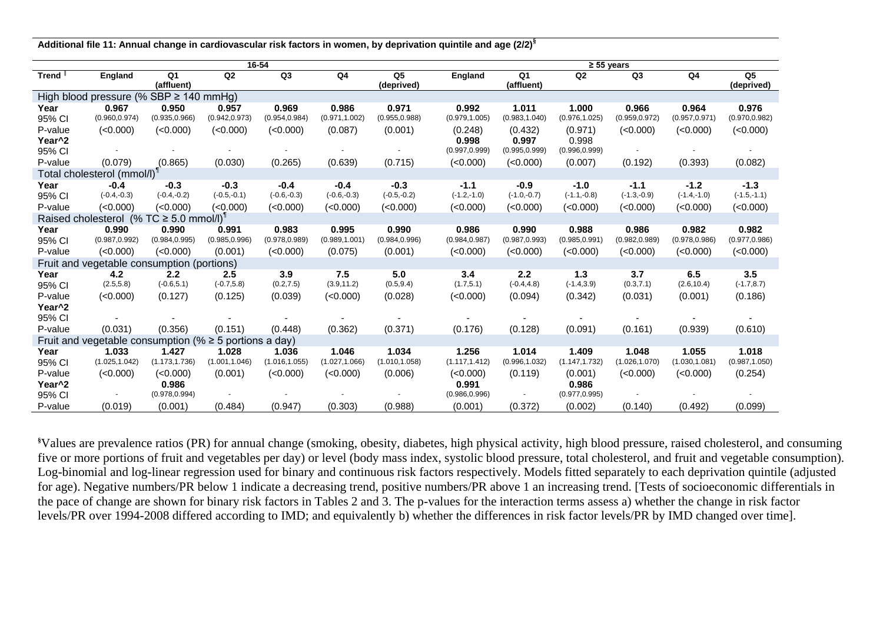**Additional file 11: Annual change in cardiovascular risk factors in women, by deprivation quintile and age (2/2)§**

| Trend ‖ | 16-54 | | | | | | ≥ 55 years | | | | | |
|---|---|---|---|---|---|---|---|---|---|---|---|---|
| | England | Q1 (affluent) | Q2 | Q3 | Q4 | Q5 (deprived) | England | Q1 (affluent) | Q2 | Q3 | Q4 | Q5 (deprived) |
| **High blood pressure (% SBP ≥ 140 mmHg)** | | | | | | | | | | | | |
| **Year** | **0.967** | **0.950** | **0.957** | **0.969** | **0.986** | **0.971** | **0.992** | **1.011** | **1.000** | **0.966** | **0.964** | **0.976** |
| 95% CI | (0.960,0.974) | (0.935,0.966) | (0.942,0.973) | (0.954,0.984) | (0.971,1.002) | (0.955,0.988) | (0.979,1.005) | (0.983,1.040) | (0.976,1.025) | (0.959,0.972) | (0.957,0.971) | (0.970,0.982) |
| P-value | (<0.000) | (<0.000) | (<0.000) | (<0.000) | (0.087) | (0.001) | (0.248) | (0.432) | (0.971) | (<0.000) | (<0.000) | (<0.000) |
| **Year^2** | | | | | | | **0.998** | **0.997** | 0.998 | | | |
| 95% CI | - | - | - | - | - | - | (0.997,0.999) | (0.995,0.999) | (0.996,0.999) | - | - | - |
| P-value | (0.079) | (0.865) | (0.030) | (0.265) | (0.639) | (0.715) | (<0.000) | (<0.000) | (0.007) | (0.192) | (0.393) | (0.082) |
| **Total cholesterol (mmol/l)¶** | | | | | | | | | | | | |
| **Year** | **-0.4** | **-0.3** | **-0.3** | **-0.4** | **-0.4** | **-0.3** | **-1.1** | **-0.9** | **-1.0** | **-1.1** | **-1.2** | **-1.3** |
| 95% CI | (-0.4,-0.3) | (-0.4,-0.2) | (-0.5,-0.1) | (-0.6,-0.3) | (-0.6,-0.3) | (-0.5,-0.2) | (-1.2,-1.0) | (-1.0,-0.7) | (-1.1,-0.8) | (-1.3,-0.9) | (-1.4,-1.0) | (-1.5,-1.1) |
| P-value | (<0.000) | (<0.000) | (<0.000) | (<0.000) | (<0.000) | (<0.000) | (<0.000) | (<0.000) | (<0.000) | (<0.000) | (<0.000) | (<0.000) |
| **Raised cholesterol (% TC ≥ 5.0 mmol/l)¶** | | | | | | | | | | | | |
| **Year** | **0.990** | **0.990** | **0.991** | **0.983** | **0.995** | **0.990** | **0.986** | **0.990** | **0.988** | **0.986** | **0.982** | **0.982** |
| 95% CI | (0.987,0.992) | (0.984,0.995) | (0.985,0.996) | (0.978,0.989) | (0.989,1.001) | (0.984,0.996) | (0.984,0.987) | (0.987,0.993) | (0.985,0.991) | (0.982,0.989) | (0.978,0.986) | (0.977,0.986) |
| P-value | (<0.000) | (<0.000) | (0.001) | (<0.000) | (0.075) | (0.001) | (<0.000) | (<0.000) | (<0.000) | (<0.000) | (<0.000) | (<0.000) |
| **Fruit and vegetable consumption (portions)** | | | | | | | | | | | | |
| **Year** | **4.2** | **2.2** | **2.5** | **3.9** | **7.5** | **5.0** | **3.4** | **2.2** | **1.3** | **3.7** | **6.5** | **3.5** |
| 95% CI | (2.5,5.8) | (-0.6,5.1) | (-0.7,5.8) | (0.2,7.5) | (3.9,11.2) | (0.5,9.4) | (1.7,5.1) | (-0.4,4.8) | (-1.4,3.9) | (0.3,7.1) | (2.6,10.4) | (-1.7,8.7) |
| P-value | (<0.000) | (0.127) | (0.125) | (0.039) | (<0.000) | (0.028) | (<0.000) | (0.094) | (0.342) | (0.031) | (0.001) | (0.186) |
| **Year^2** | | | | | | | | | | | | |
| 95% CI | - | - | - | - | - | - | - | - | - | - | - | - |
| P-value | (0.031) | (0.356) | (0.151) | (0.448) | (0.362) | (0.371) | (0.176) | (0.128) | (0.091) | (0.161) | (0.939) | (0.610) |
| **Fruit and vegetable consumption (% ≥ 5 portions a day)** | | | | | | | | | | | | |
| **Year** | **1.033** | **1.427** | **1.028** | **1.036** | **1.046** | **1.034** | **1.256** | **1.014** | **1.409** | **1.048** | **1.055** | **1.018** |
| 95% CI | (1.025,1.042) | (1.173,1.736) | (1.001,1.046) | (1.016,1.055) | (1.027,1.066) | (1.010,1.058) | (1.117,1.412) | (0.996,1.032) | (1.147,1.732) | (1.026,1.070) | (1.030,1.081) | (0.987,1.050) |
| P-value | (<0.000) | (<0.000) | (0.001) | (<0.000) | (<0.000) | (0.006) | (<0.000) | (0.119) | (0.001) | (<0.000) | (<0.000) | (0.254) |
| **Year^2** | | **0.986** | | | | | **0.991** | | **0.986** | | | |
| 95% CI | - | (0.978,0.994) | - | - | - | - | (0.986,0.996) | - | (0.977,0.995) | - | - | - |
| P-value | (0.019) | (0.001) | (0.484) | (0.947) | (0.303) | (0.988) | (0.001) | (0.372) | (0.002) | (0.140) | (0.492) | (0.099) |

§Values are prevalence ratios (PR) for annual change (smoking, obesity, diabetes, high physical activity, high blood pressure, raised cholesterol, and consuming five or more portions of fruit and vegetables per day) or level (body mass index, systolic blood pressure, total cholesterol, and fruit and vegetable consumption). Log-binomial and log-linear regression used for binary and continuous risk factors respectively. Models fitted separately to each deprivation quintile (adjusted for age). Negative numbers/PR below 1 indicate a decreasing trend, positive numbers/PR above 1 an increasing trend. [Tests of socioeconomic differentials in the pace of change are shown for binary risk factors in Tables 2 and 3. The p-values for the interaction terms assess a) whether the change in risk factor levels/PR over 1994-2008 differed according to IMD; and equivalently b) whether the differences in risk factor levels/PR by IMD changed over time].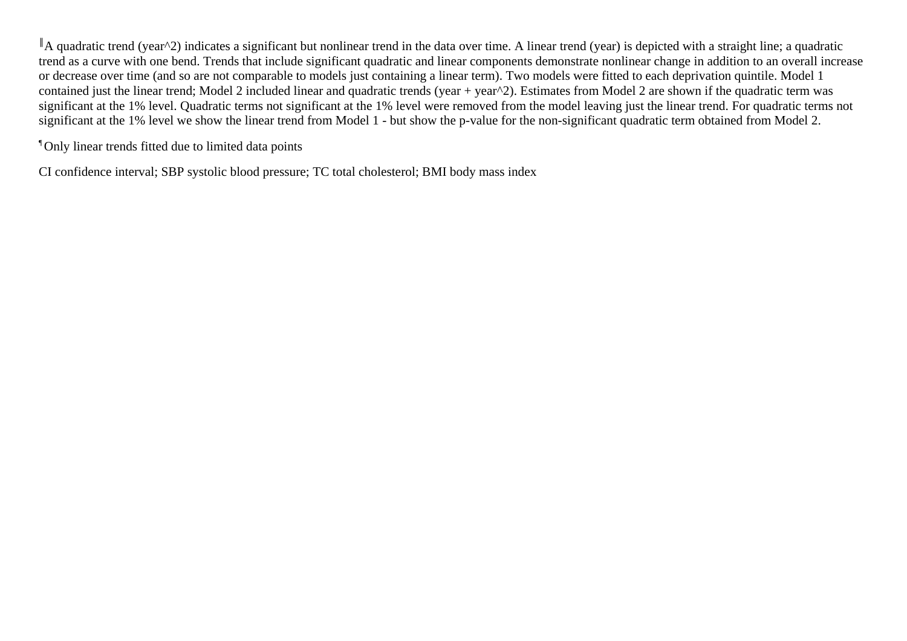‖ A quadratic trend (year^2) indicates a significant but nonlinear trend in the data over time. A linear trend (year) is depicted with a straight line; a quadratic trend as a curve with one bend. Trends that include significant quadratic and linear components demonstrate nonlinear change in addition to an overall increase or decrease over time (and so are not comparable to models just containing a linear term). Two models were fitted to each deprivation quintile. Model 1 contained just the linear trend; Model 2 included linear and quadratic trends (year + year^2). Estimates from Model 2 are shown if the quadratic term was significant at the 1% level. Quadratic terms not significant at the 1% level were removed from the model leaving just the linear trend. For quadratic terms not significant at the 1% level we show the linear trend from Model 1 - but show the p-value for the non-significant quadratic term obtained from Model 2.

¶ Only linear trends fitted due to limited data points

CI confidence interval; SBP systolic blood pressure; TC total cholesterol; BMI body mass index